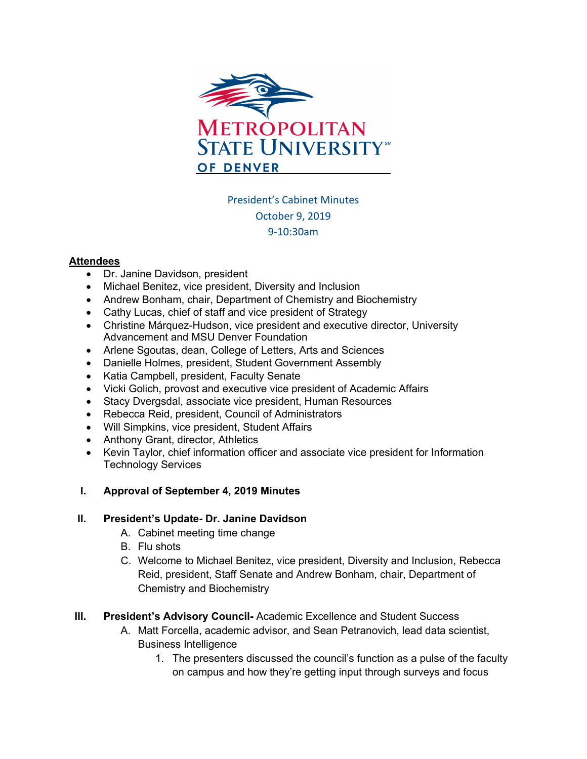President's Cabinet Minutes

October 9, 2019

9-10:30am

**Attendees**

- Dr. Janine Davidson, president
- Michael Benitez, vice president, Diversity and Inclusion
- Andrew Bonham, chair, Department of Chemistry and Biochemistry
- Cathy Lucas, chief of staff and vice president of Strategy
- Christine Márquez-Hudson, vice president and executive director, University Advancement and MSU Denver Foundation
- Arlene Sgoutas, dean, College of Letters, Arts and Sciences
- Danielle Holmes, president, Student Government Assembly
- Katia Campbell, president, Faculty Senate
- Vicki Golich, provost and executive vice president of Academic Affairs
- Stacy Dvergsdal, associate vice president, Human Resources
- Rebecca Reid, president, Council of Administrators
- Will Simpkins, vice president, Student Affairs
- Anthony Grant, director, Athletics
- Kevin Taylor, chief information officer and associate vice president for Information Technology Services

I. **Approval of September 4, 2019 Minutes**

II. **President's Update- Dr. Janine Davidson**
   A. Cabinet meeting time change
   B. Flu shots
   C. Welcome to Michael Benitez, vice president, Diversity and Inclusion, Rebecca Reid, president, Staff Senate and Andrew Bonham, chair, Department of Chemistry and Biochemistry

III. **President's Advisory Council-** Academic Excellence and Student Success
   A. Matt Forcella, academic advisor, and Sean Petranovich, lead data scientist, Business Intelligence
      1. The presenters discussed the council's function as a pulse of the faculty on campus and how they're getting input through surveys and focus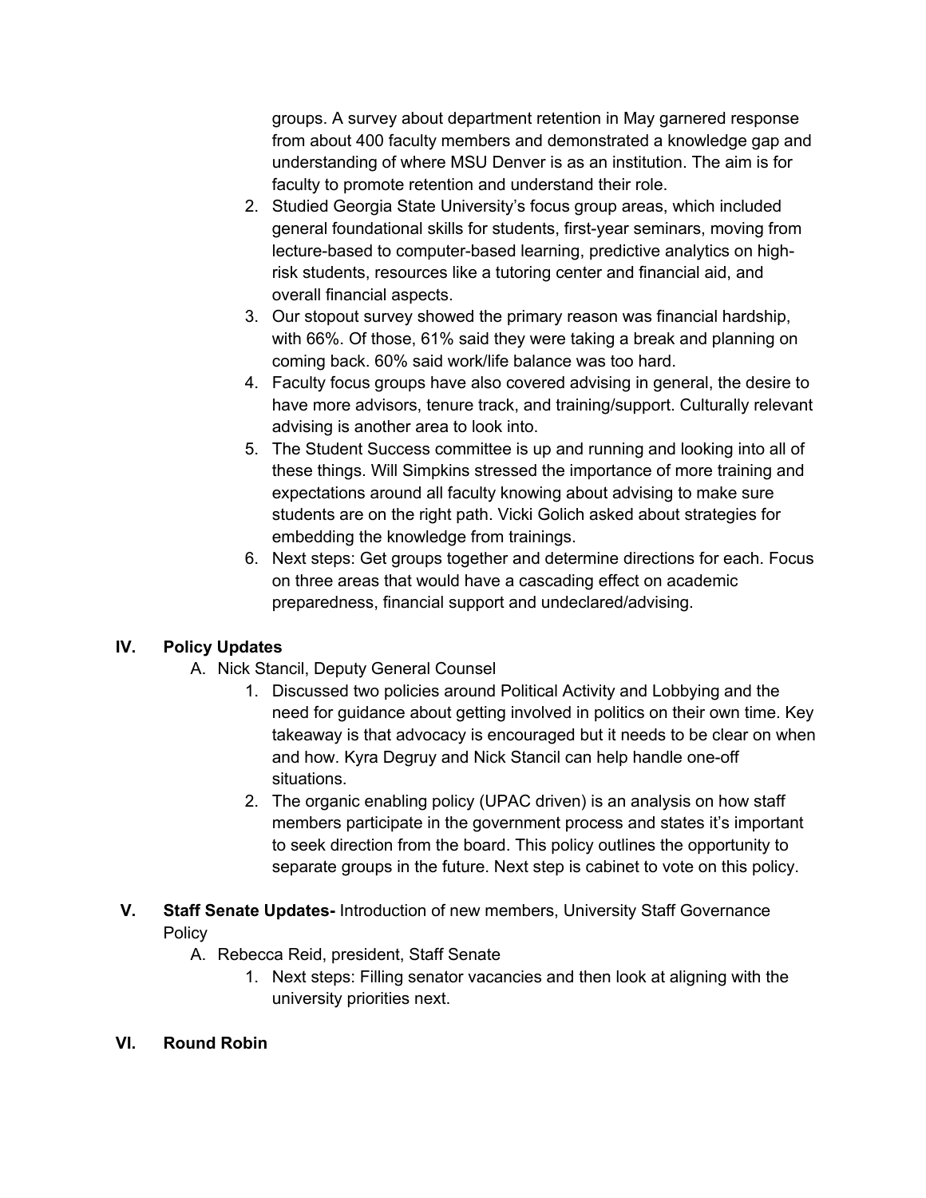groups. A survey about department retention in May garnered response from about 400 faculty members and demonstrated a knowledge gap and understanding of where MSU Denver is as an institution. The aim is for faculty to promote retention and understand their role.

2. Studied Georgia State University's focus group areas, which included general foundational skills for students, first-year seminars, moving from lecture-based to computer-based learning, predictive analytics on high-risk students, resources like a tutoring center and financial aid, and overall financial aspects.
3. Our stopout survey showed the primary reason was financial hardship, with 66%. Of those, 61% said they were taking a break and planning on coming back. 60% said work/life balance was too hard.
4. Faculty focus groups have also covered advising in general, the desire to have more advisors, tenure track, and training/support. Culturally relevant advising is another area to look into.
5. The Student Success committee is up and running and looking into all of these things. Will Simpkins stressed the importance of more training and expectations around all faculty knowing about advising to make sure students are on the right path. Vicki Golich asked about strategies for embedding the knowledge from trainings.
6. Next steps: Get groups together and determine directions for each. Focus on three areas that would have a cascading effect on academic preparedness, financial support and undeclared/advising.

## IV. Policy Updates

A. Nick Stancil, Deputy General Counsel

1. Discussed two policies around Political Activity and Lobbying and the need for guidance about getting involved in politics on their own time. Key takeaway is that advocacy is encouraged but it needs to be clear on when and how. Kyra Degruy and Nick Stancil can help handle one-off situations.
2. The organic enabling policy (UPAC driven) is an analysis on how staff members participate in the government process and states it's important to seek direction from the board. This policy outlines the opportunity to separate groups in the future. Next step is cabinet to vote on this policy.

## V. Staff Senate Updates- Introduction of new members, University Staff Governance Policy

A. Rebecca Reid, president, Staff Senate

1. Next steps: Filling senator vacancies and then look at aligning with the university priorities next.

## VI. Round Robin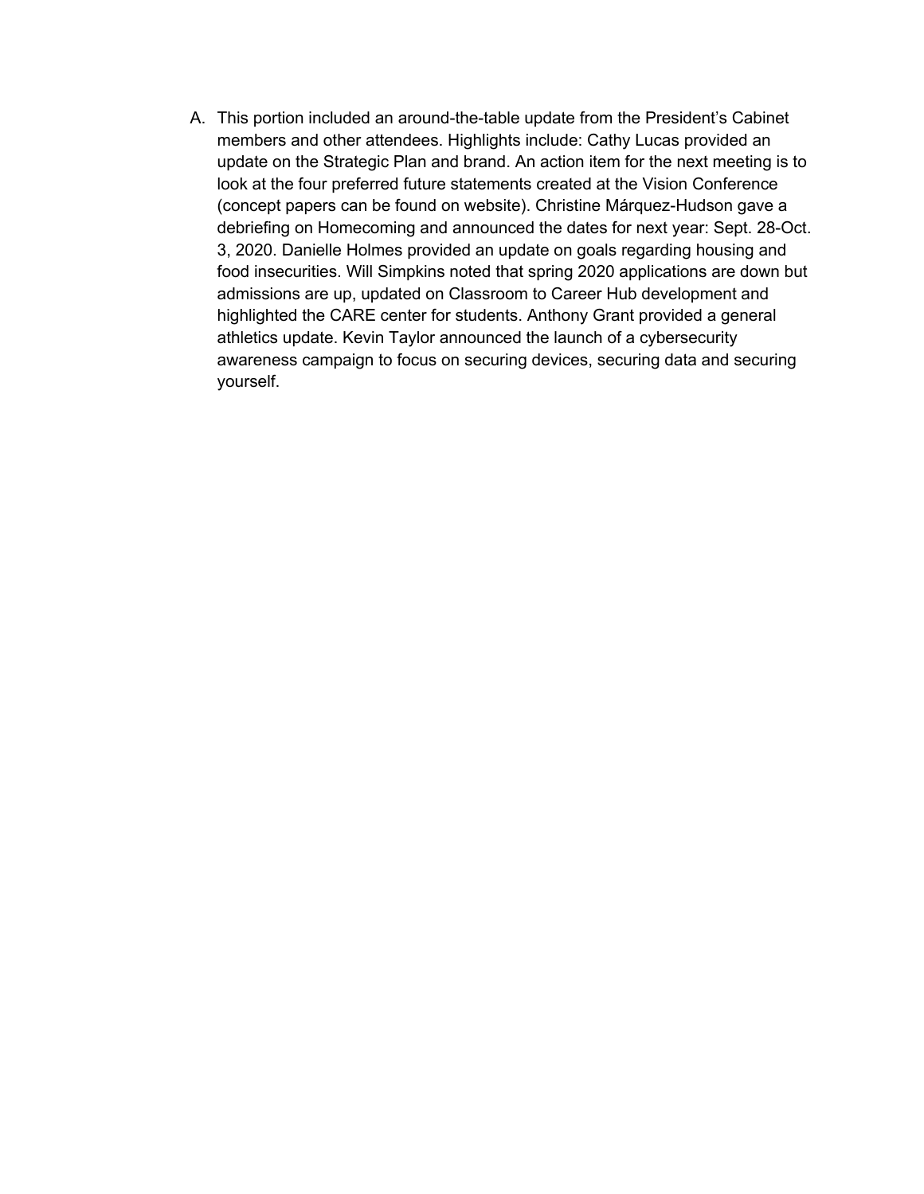A. This portion included an around-the-table update from the President's Cabinet members and other attendees. Highlights include: Cathy Lucas provided an update on the Strategic Plan and brand. An action item for the next meeting is to look at the four preferred future statements created at the Vision Conference (concept papers can be found on website). Christine Márquez-Hudson gave a debriefing on Homecoming and announced the dates for next year: Sept. 28-Oct. 3, 2020. Danielle Holmes provided an update on goals regarding housing and food insecurities. Will Simpkins noted that spring 2020 applications are down but admissions are up, updated on Classroom to Career Hub development and highlighted the CARE center for students. Anthony Grant provided a general athletics update. Kevin Taylor announced the launch of a cybersecurity awareness campaign to focus on securing devices, securing data and securing yourself.